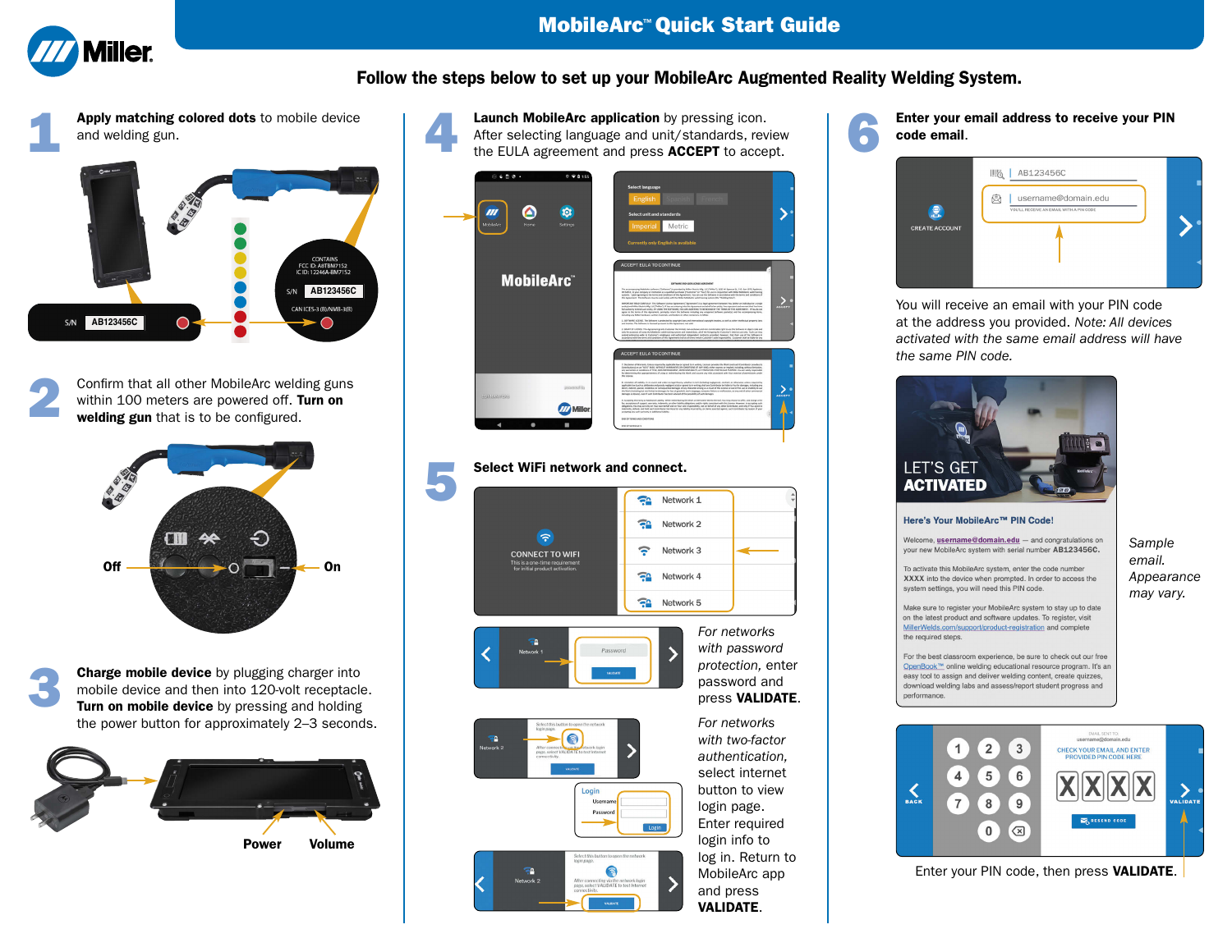# MobileArc™ Quick Start Guide

## Follow the steps below to set up your MobileArc Augmented Reality Welding System.

### 1

**Apply matching colored dots** to mobile device and welding gun.

S/N AB123456C

CONTAINS FCC ID: A8TBM71S2 IC ID: 12246A-BM71S2

S/N AB123456C

CAN ICES-3 (B)/NMB-3(B)

### 2

Confirm that all other MobileArc welding guns within 100 meters are powered off. **Turn on welding gun** that is to be configured.

Off — On

### 3

**Charge mobile device** by plugging charger into mobile device and then into 120-volt receptacle. **Turn on mobile device** by pressing and holding the power button for approximately 2–3 seconds.

Power — Volume

### 4

**Launch MobileArc application** by pressing icon. After selecting language and unit/standards, review the EULA agreement and press **ACCEPT** to accept.

### 5

**Select WiFi network and connect.**

*For networks with password protection,* enter password and press **VALIDATE**.

*For networks with two-factor authentication,* select internet button to view login page. Enter required login info to log in. Return to MobileArc app and press **VALIDATE**.

### 6

**Enter your email address to receive your PIN code email.**

You will receive an email with your PIN code at the address you provided. *Note: All devices activated with the same email address will have the same PIN code.*

*Sample email. Appearance may vary.*

LET'S GET ACTIVATED

**Here's Your MobileArc™ PIN Code!**

Welcome, username@domain.edu — and congratulations on your new MobileArc system with serial number AB123456C.

To activate this MobileArc system, enter the code number XXXX into the device when prompted. In order to access the system settings, you will need this PIN code.

Make sure to register your MobileArc system to stay up to date on the latest product and software updates. To register, visit MillerWelds.com/support/product-registration and complete the required steps.

For the best classroom experience, be sure to check out our free OpenBook™ online welding educational resource program. It's an easy tool to assign and deliver welding content, create quizzes, download welding labs and assess/report student progress and performance.

Enter your PIN code, then press **VALIDATE**.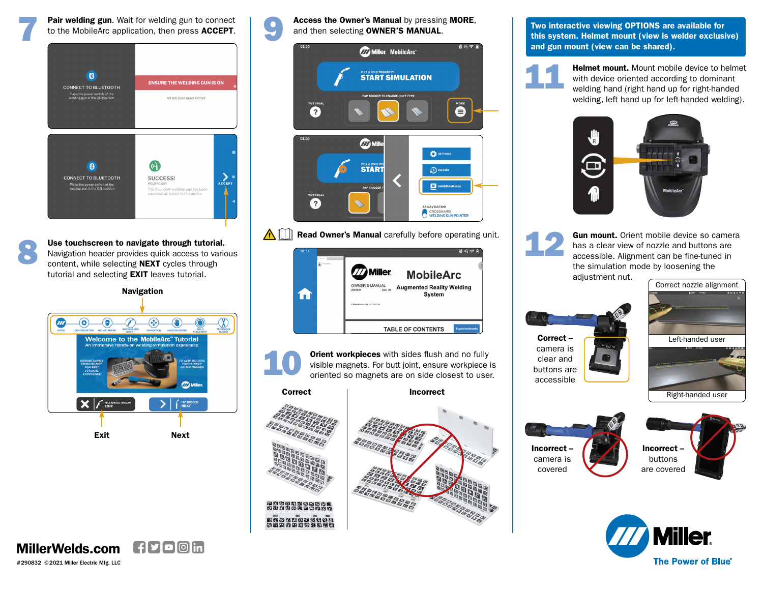## 7

**Pair welding gun**. Wait for welding gun to connect to the MobileArc application, then press **ACCEPT**.

## 8

**Use touchscreen to navigate through tutorial.** Navigation header provides quick access to various content, while selecting **NEXT** cycles through tutorial and selecting **EXIT** leaves tutorial.

Navigation

Exit

Next

## 9

**Access the Owner's Manual** by pressing **MORE**, and then selecting **OWNER'S MANUAL**.

**Read Owner's Manual** carefully before operating unit.

## 10

**Orient workpieces** with sides flush and no fully visible magnets. For butt joint, ensure workpiece is oriented so magnets are on side closest to user.

Correct

Incorrect

**Two interactive viewing OPTIONS are available for this system. Helmet mount (view is welder exclusive) and gun mount (view can be shared).**

## 11

**Helmet mount.** Mount mobile device to helmet with device oriented according to dominant welding hand (right hand up for right-handed welding, left hand up for left-handed welding).

## 12

**Gun mount.** Orient mobile device so camera has a clear view of nozzle and buttons are accessible. Alignment can be fine-tuned in the simulation mode by loosening the adjustment nut.

**Correct –** camera is clear and buttons are accessible

Correct nozzle alignment

Left-handed user

Right-handed user

**Incorrect –** camera is covered

**Incorrect –** buttons are covered

**MillerWelds.com**

#290832 ©2021 Miller Electric Mfg. LLC

Miller
The Power of Blue®